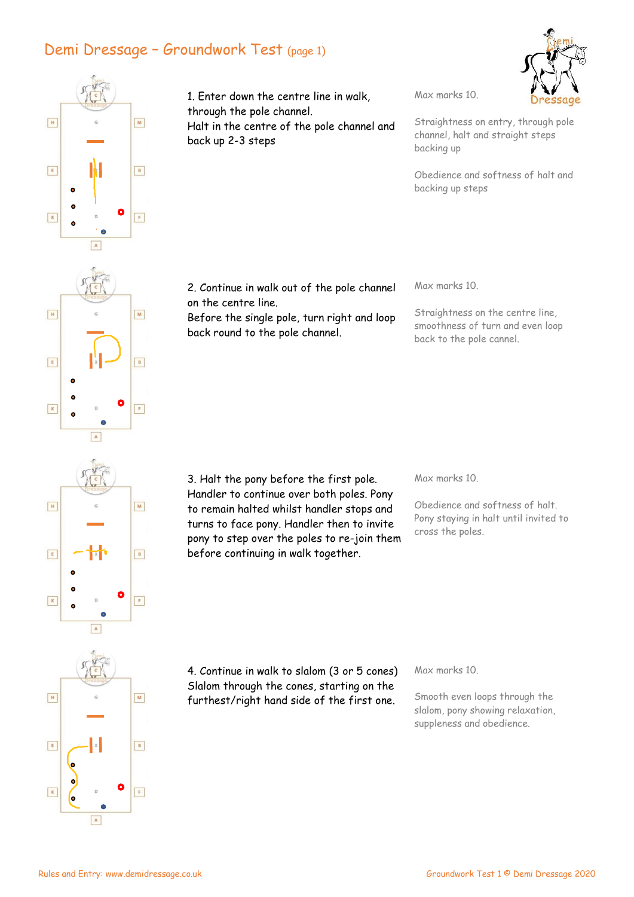# Demi Dressage – Groundwork Test (page 1)

| Movement | Marking |
| --- | --- |
| 1. Enter down the centre line in walk, through the pole channel. Halt in the centre of the pole channel and back up 2-3 steps | Max marks 10. Straightness on entry, through pole channel, halt and straight steps backing up. Obedience and softness of halt and backing up steps |
| 2. Continue in walk out of the pole channel on the centre line. Before the single pole, turn right and loop back round to the pole channel. | Max marks 10. Straightness on the centre line, smoothness of turn and even loop back to the pole cannel. |
| 3. Halt the pony before the first pole. Handler to continue over both poles. Pony to remain halted whilst handler stops and turns to face pony. Handler then to invite pony to step over the poles to re-join them before continuing in walk together. | Max marks 10. Obedience and softness of halt. Pony staying in halt until invited to cross the poles. |
| 4. Continue in walk to slalom (3 or 5 cones) Slalom through the cones, starting on the furthest/right hand side of the first one. | Max marks 10. Smooth even loops through the slalom, pony showing relaxation, suppleness and obedience. |

Rules and Entry: www.demidressage.co.uk

Groundwork Test 1 © Demi Dressage 2020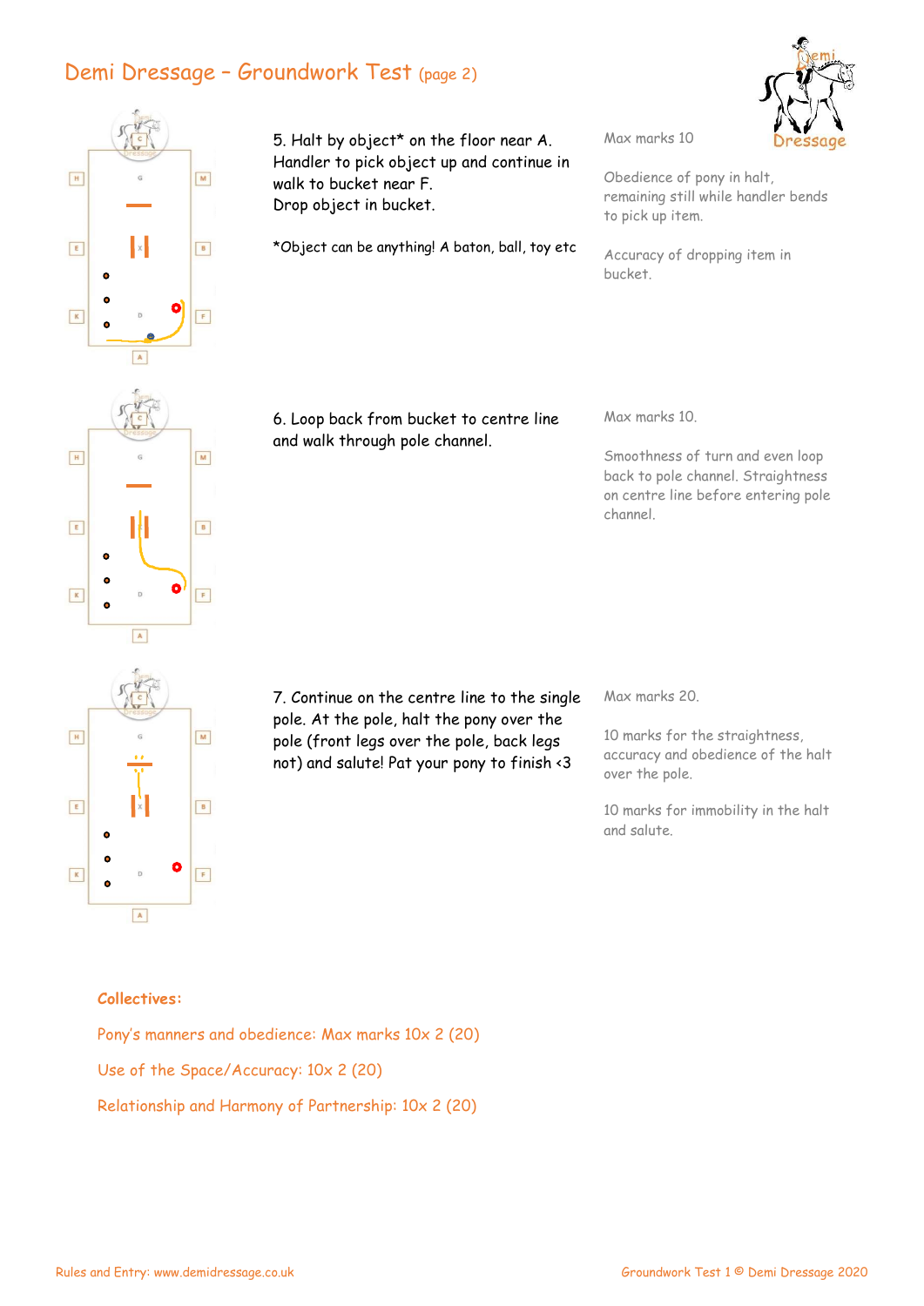# Demi Dressage – Groundwork Test (page 2)

5. Halt by object* on the floor near A. Handler to pick object up and continue in walk to bucket near F. Drop object in bucket.

*Object can be anything! A baton, ball, toy etc

Max marks 10

Obedience of pony in halt, remaining still while handler bends to pick up item.

Accuracy of dropping item in bucket.

6. Loop back from bucket to centre line and walk through pole channel.

Max marks 10.

Smoothness of turn and even loop back to pole channel. Straightness on centre line before entering pole channel.

7. Continue on the centre line to the single pole. At the pole, halt the pony over the pole (front legs over the pole, back legs not) and salute! Pat your pony to finish <3

Max marks 20.

10 marks for the straightness, accuracy and obedience of the halt over the pole.

10 marks for immobility in the halt and salute.

**Collectives:**

Pony's manners and obedience: Max marks 10x 2 (20)

Use of the Space/Accuracy: 10x 2 (20)

Relationship and Harmony of Partnership: 10x 2 (20)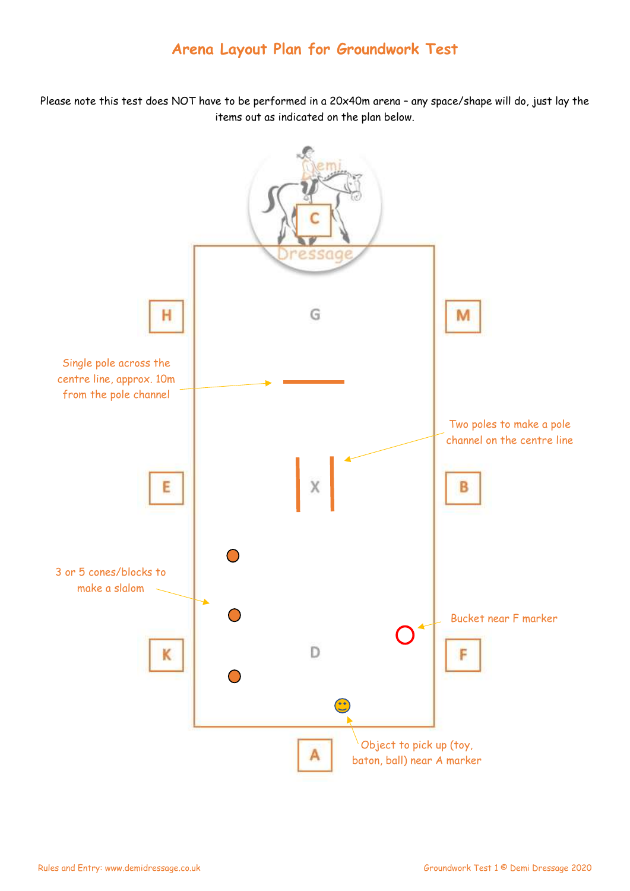# Arena Layout Plan for Groundwork Test

Please note this test does NOT have to be performed in a 20x40m arena – any space/shape will do, just lay the items out as indicated on the plan below.

C

H

G

M

Single pole across the centre line, approx. 10m from the pole channel

Two poles to make a pole channel on the centre line

E

X

B

3 or 5 cones/blocks to make a slalom

Bucket near F marker

K

D

F

Object to pick up (toy, baton, ball) near A marker

A

Rules and Entry: www.demidressage.co.uk

Groundwork Test 1 © Demi Dressage 2020